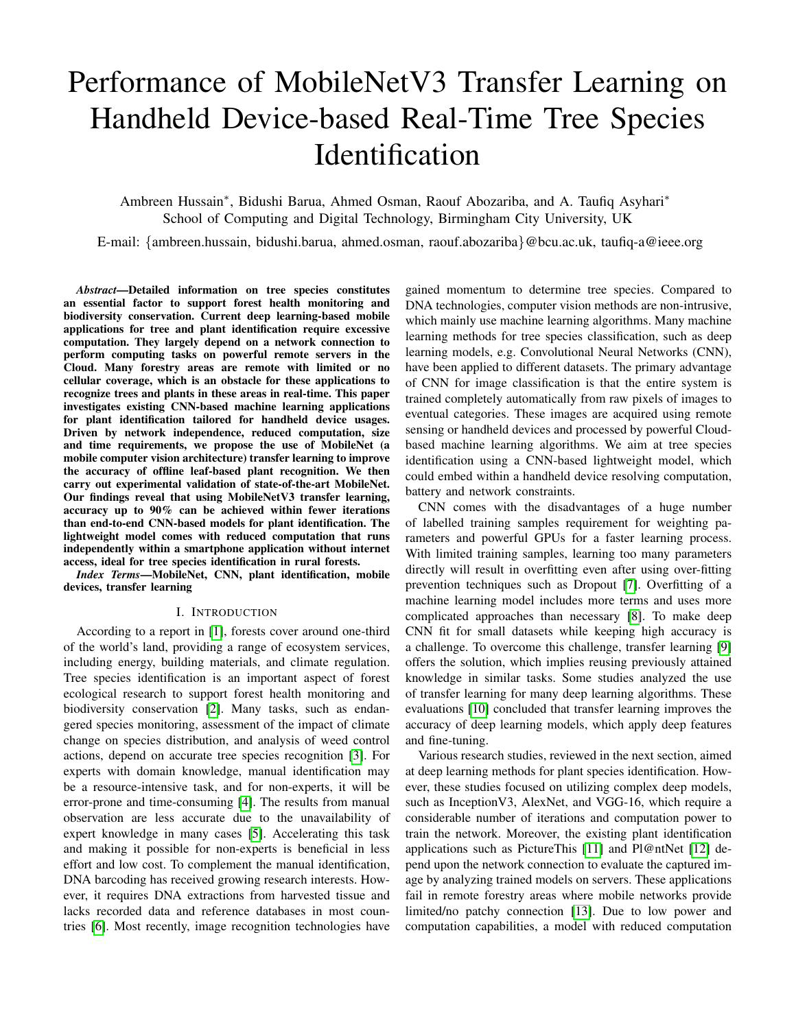# Performance of MobileNetV3 Transfer Learning on Handheld Device-based Real-Time Tree Species Identification

Ambreen Hussain*, Bidushi Barua, Ahmed Osman, Raouf Abozariba, and A. Taufiq Asyhari*
School of Computing and Digital Technology, Birmingham City University, UK

E-mail: {ambreen.hussain, bidushi.barua, ahmed.osman, raouf.abozariba}@bcu.ac.uk, taufiq-a@ieee.org

***Abstract*—Detailed information on tree species constitutes an essential factor to support forest health monitoring and biodiversity conservation. Current deep learning-based mobile applications for tree and plant identification require excessive computation. They largely depend on a network connection to perform computing tasks on powerful remote servers in the Cloud. Many forestry areas are remote with limited or no cellular coverage, which is an obstacle for these applications to recognize trees and plants in these areas in real-time. This paper investigates existing CNN-based machine learning applications for plant identification tailored for handheld device usages. Driven by network independence, reduced computation, size and time requirements, we propose the use of MobileNet (a mobile computer vision architecture) transfer learning to improve the accuracy of offline leaf-based plant recognition. We then carry out experimental validation of state-of-the-art MobileNet. Our findings reveal that using MobileNetV3 transfer learning, accuracy up to 90% can be achieved within fewer iterations than end-to-end CNN-based models for plant identification. The lightweight model comes with reduced computation that runs independently within a smartphone application without internet access, ideal for tree species identification in rural forests.**

***Index Terms*—MobileNet, CNN, plant identification, mobile devices, transfer learning**

## I. Introduction

According to a report in [1], forests cover around one-third of the world's land, providing a range of ecosystem services, including energy, building materials, and climate regulation. Tree species identification is an important aspect of forest ecological research to support forest health monitoring and biodiversity conservation [2]. Many tasks, such as endangered species monitoring, assessment of the impact of climate change on species distribution, and analysis of weed control actions, depend on accurate tree species recognition [3]. For experts with domain knowledge, manual identification may be a resource-intensive task, and for non-experts, it will be error-prone and time-consuming [4]. The results from manual observation are less accurate due to the unavailability of expert knowledge in many cases [5]. Accelerating this task and making it possible for non-experts is beneficial in less effort and low cost. To complement the manual identification, DNA barcoding has received growing research interests. However, it requires DNA extractions from harvested tissue and lacks recorded data and reference databases in most countries [6]. Most recently, image recognition technologies have gained momentum to determine tree species. Compared to DNA technologies, computer vision methods are non-intrusive, which mainly use machine learning algorithms. Many machine learning methods for tree species classification, such as deep learning models, e.g. Convolutional Neural Networks (CNN), have been applied to different datasets. The primary advantage of CNN for image classification is that the entire system is trained completely automatically from raw pixels of images to eventual categories. These images are acquired using remote sensing or handheld devices and processed by powerful Cloud-based machine learning algorithms. We aim at tree species identification using a CNN-based lightweight model, which could embed within a handheld device resolving computation, battery and network constraints.

CNN comes with the disadvantages of a huge number of labelled training samples requirement for weighting parameters and powerful GPUs for a faster learning process. With limited training samples, learning too many parameters directly will result in overfitting even after using over-fitting prevention techniques such as Dropout [7]. Overfitting of a machine learning model includes more terms and uses more complicated approaches than necessary [8]. To make deep CNN fit for small datasets while keeping high accuracy is a challenge. To overcome this challenge, transfer learning [9] offers the solution, which implies reusing previously attained knowledge in similar tasks. Some studies analyzed the use of transfer learning for many deep learning algorithms. These evaluations [10] concluded that transfer learning improves the accuracy of deep learning models, which apply deep features and fine-tuning.

Various research studies, reviewed in the next section, aimed at deep learning methods for plant species identification. However, these studies focused on utilizing complex deep models, such as InceptionV3, AlexNet, and VGG-16, which require a considerable number of iterations and computation power to train the network. Moreover, the existing plant identification applications such as PictureThis [11] and Pl@ntNet [12] depend upon the network connection to evaluate the captured image by analyzing trained models on servers. These applications fail in remote forestry areas where mobile networks provide limited/no patchy connection [13]. Due to low power and computation capabilities, a model with reduced computation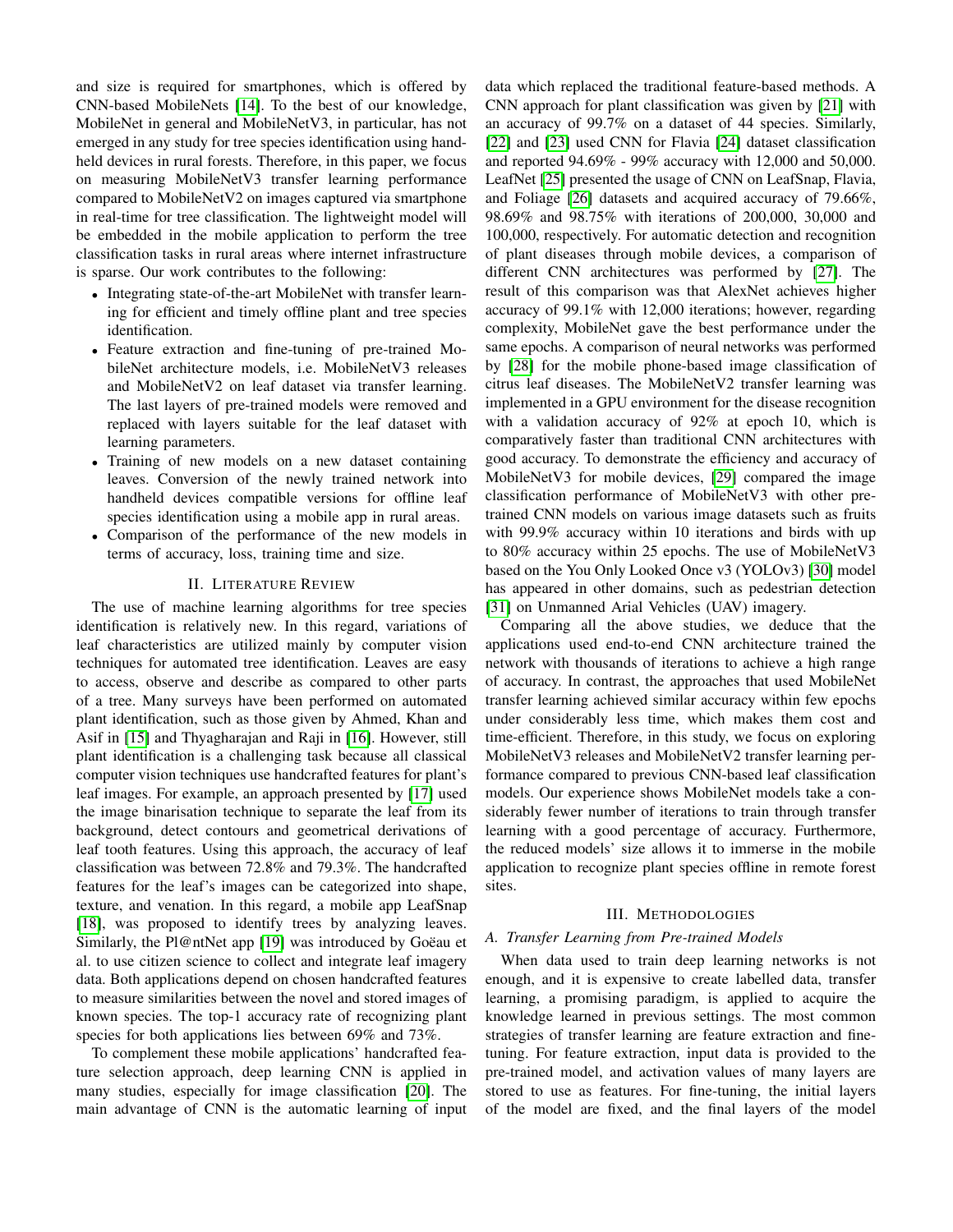and size is required for smartphones, which is offered by CNN-based MobileNets [14]. To the best of our knowledge, MobileNet in general and MobileNetV3, in particular, has not emerged in any study for tree species identification using handheld devices in rural forests. Therefore, in this paper, we focus on measuring MobileNetV3 transfer learning performance compared to MobileNetV2 on images captured via smartphone in real-time for tree classification. The lightweight model will be embedded in the mobile application to perform the tree classification tasks in rural areas where internet infrastructure is sparse. Our work contributes to the following:

- Integrating state-of-the-art MobileNet with transfer learning for efficient and timely offline plant and tree species identification.
- Feature extraction and fine-tuning of pre-trained MobileNet architecture models, i.e. MobileNetV3 releases and MobileNetV2 on leaf dataset via transfer learning. The last layers of pre-trained models were removed and replaced with layers suitable for the leaf dataset with learning parameters.
- Training of new models on a new dataset containing leaves. Conversion of the newly trained network into handheld devices compatible versions for offline leaf species identification using a mobile app in rural areas.
- Comparison of the performance of the new models in terms of accuracy, loss, training time and size.

## II. Literature Review

The use of machine learning algorithms for tree species identification is relatively new. In this regard, variations of leaf characteristics are utilized mainly by computer vision techniques for automated tree identification. Leaves are easy to access, observe and describe as compared to other parts of a tree. Many surveys have been performed on automated plant identification, such as those given by Ahmed, Khan and Asif in [15] and Thyagharajan and Raji in [16]. However, still plant identification is a challenging task because all classical computer vision techniques use handcrafted features for plant's leaf images. For example, an approach presented by [17] used the image binarisation technique to separate the leaf from its background, detect contours and geometrical derivations of leaf tooth features. Using this approach, the accuracy of leaf classification was between 72.8% and 79.3%. The handcrafted features for the leaf's images can be categorized into shape, texture, and venation. In this regard, a mobile app LeafSnap [18], was proposed to identify trees by analyzing leaves. Similarly, the Pl@ntNet app [19] was introduced by Goëau et al. to use citizen science to collect and integrate leaf imagery data. Both applications depend on chosen handcrafted features to measure similarities between the novel and stored images of known species. The top-1 accuracy rate of recognizing plant species for both applications lies between 69% and 73%.

To complement these mobile applications' handcrafted feature selection approach, deep learning CNN is applied in many studies, especially for image classification [20]. The main advantage of CNN is the automatic learning of input data which replaced the traditional feature-based methods. A CNN approach for plant classification was given by [21] with an accuracy of 99.7% on a dataset of 44 species. Similarly, [22] and [23] used CNN for Flavia [24] dataset classification and reported 94.69% - 99% accuracy with 12,000 and 50,000. LeafNet [25] presented the usage of CNN on LeafSnap, Flavia, and Foliage [26] datasets and acquired accuracy of 79.66%, 98.69% and 98.75% with iterations of 200,000, 30,000 and 100,000, respectively. For automatic detection and recognition of plant diseases through mobile devices, a comparison of different CNN architectures was performed by [27]. The result of this comparison was that AlexNet achieves higher accuracy of 99.1% with 12,000 iterations; however, regarding complexity, MobileNet gave the best performance under the same epochs. A comparison of neural networks was performed by [28] for the mobile phone-based image classification of citrus leaf diseases. The MobileNetV2 transfer learning was implemented in a GPU environment for the disease recognition with a validation accuracy of 92% at epoch 10, which is comparatively faster than traditional CNN architectures with good accuracy. To demonstrate the efficiency and accuracy of MobileNetV3 for mobile devices, [29] compared the image classification performance of MobileNetV3 with other pre-trained CNN models on various image datasets such as fruits with 99.9% accuracy within 10 iterations and birds with up to 80% accuracy within 25 epochs. The use of MobileNetV3 based on the You Only Looked Once v3 (YOLOv3) [30] model has appeared in other domains, such as pedestrian detection [31] on Unmanned Arial Vehicles (UAV) imagery.

Comparing all the above studies, we deduce that the applications used end-to-end CNN architecture trained the network with thousands of iterations to achieve a high range of accuracy. In contrast, the approaches that used MobileNet transfer learning achieved similar accuracy within few epochs under considerably less time, which makes them cost and time-efficient. Therefore, in this study, we focus on exploring MobileNetV3 releases and MobileNetV2 transfer learning performance compared to previous CNN-based leaf classification models. Our experience shows MobileNet models take a considerably fewer number of iterations to train through transfer learning with a good percentage of accuracy. Furthermore, the reduced models' size allows it to immerse in the mobile application to recognize plant species offline in remote forest sites.

## III. Methodologies

### A. Transfer Learning from Pre-trained Models

When data used to train deep learning networks is not enough, and it is expensive to create labelled data, transfer learning, a promising paradigm, is applied to acquire the knowledge learned in previous settings. The most common strategies of transfer learning are feature extraction and fine-tuning. For feature extraction, input data is provided to the pre-trained model, and activation values of many layers are stored to use as features. For fine-tuning, the initial layers of the model are fixed, and the final layers of the model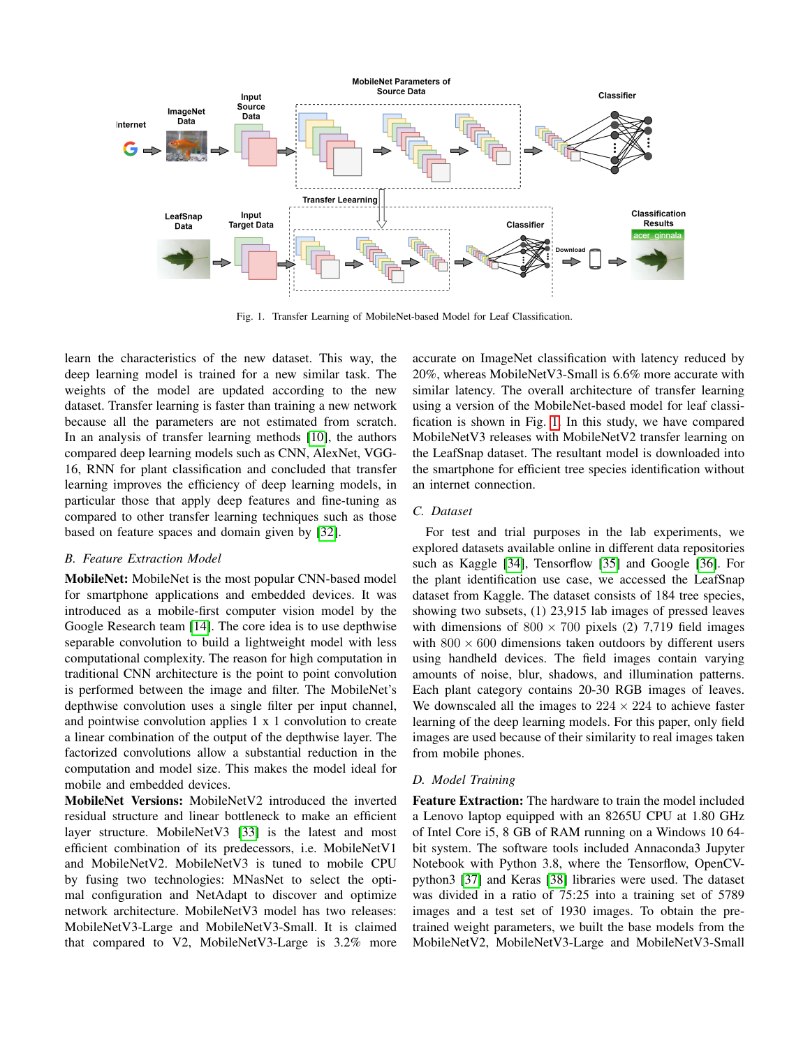Fig. 1. Transfer Learning of MobileNet-based Model for Leaf Classification.

learn the characteristics of the new dataset. This way, the deep learning model is trained for a new similar task. The weights of the model are updated according to the new dataset. Transfer learning is faster than training a new network because all the parameters are not estimated from scratch. In an analysis of transfer learning methods [10], the authors compared deep learning models such as CNN, AlexNet, VGG-16, RNN for plant classification and concluded that transfer learning improves the efficiency of deep learning models, in particular those that apply deep features and fine-tuning as compared to other transfer learning techniques such as those based on feature spaces and domain given by [32].

### B. Feature Extraction Model

**MobileNet:** MobileNet is the most popular CNN-based model for smartphone applications and embedded devices. It was introduced as a mobile-first computer vision model by the Google Research team [14]. The core idea is to use depthwise separable convolution to build a lightweight model with less computational complexity. The reason for high computation in traditional CNN architecture is the point to point convolution is performed between the image and filter. The MobileNet's depthwise convolution uses a single filter per input channel, and pointwise convolution applies 1 x 1 convolution to create a linear combination of the output of the depthwise layer. The factorized convolutions allow a substantial reduction in the computation and model size. This makes the model ideal for mobile and embedded devices.

**MobileNet Versions:** MobileNetV2 introduced the inverted residual structure and linear bottleneck to make an efficient layer structure. MobileNetV3 [33] is the latest and most efficient combination of its predecessors, i.e. MobileNetV1 and MobileNetV2. MobileNetV3 is tuned to mobile CPU by fusing two technologies: MNasNet to select the optimal configuration and NetAdapt to discover and optimize network architecture. MobileNetV3 model has two releases: MobileNetV3-Large and MobileNetV3-Small. It is claimed that compared to V2, MobileNetV3-Large is 3.2% more accurate on ImageNet classification with latency reduced by 20%, whereas MobileNetV3-Small is 6.6% more accurate with similar latency. The overall architecture of transfer learning using a version of the MobileNet-based model for leaf classification is shown in Fig. 1. In this study, we have compared MobileNetV3 releases with MobileNetV2 transfer learning on the LeafSnap dataset. The resultant model is downloaded into the smartphone for efficient tree species identification without an internet connection.

### C. Dataset

For test and trial purposes in the lab experiments, we explored datasets available online in different data repositories such as Kaggle [34], Tensorflow [35] and Google [36]. For the plant identification use case, we accessed the LeafSnap dataset from Kaggle. The dataset consists of 184 tree species, showing two subsets, (1) 23,915 lab images of pressed leaves with dimensions of $800 \times 700$ pixels (2) 7,719 field images with $800 \times 600$ dimensions taken outdoors by different users using handheld devices. The field images contain varying amounts of noise, blur, shadows, and illumination patterns. Each plant category contains 20-30 RGB images of leaves. We downscaled all the images to $224 \times 224$ to achieve faster learning of the deep learning models. For this paper, only field images are used because of their similarity to real images taken from mobile phones.

### D. Model Training

**Feature Extraction:** The hardware to train the model included a Lenovo laptop equipped with an 8265U CPU at 1.80 GHz of Intel Core i5, 8 GB of RAM running on a Windows 10 64-bit system. The software tools included Annaconda3 Jupyter Notebook with Python 3.8, where the Tensorflow, OpenCV-python3 [37] and Keras [38] libraries were used. The dataset was divided in a ratio of 75:25 into a training set of 5789 images and a test set of 1930 images. To obtain the pre-trained weight parameters, we built the base models from the MobileNetV2, MobileNetV3-Large and MobileNetV3-Small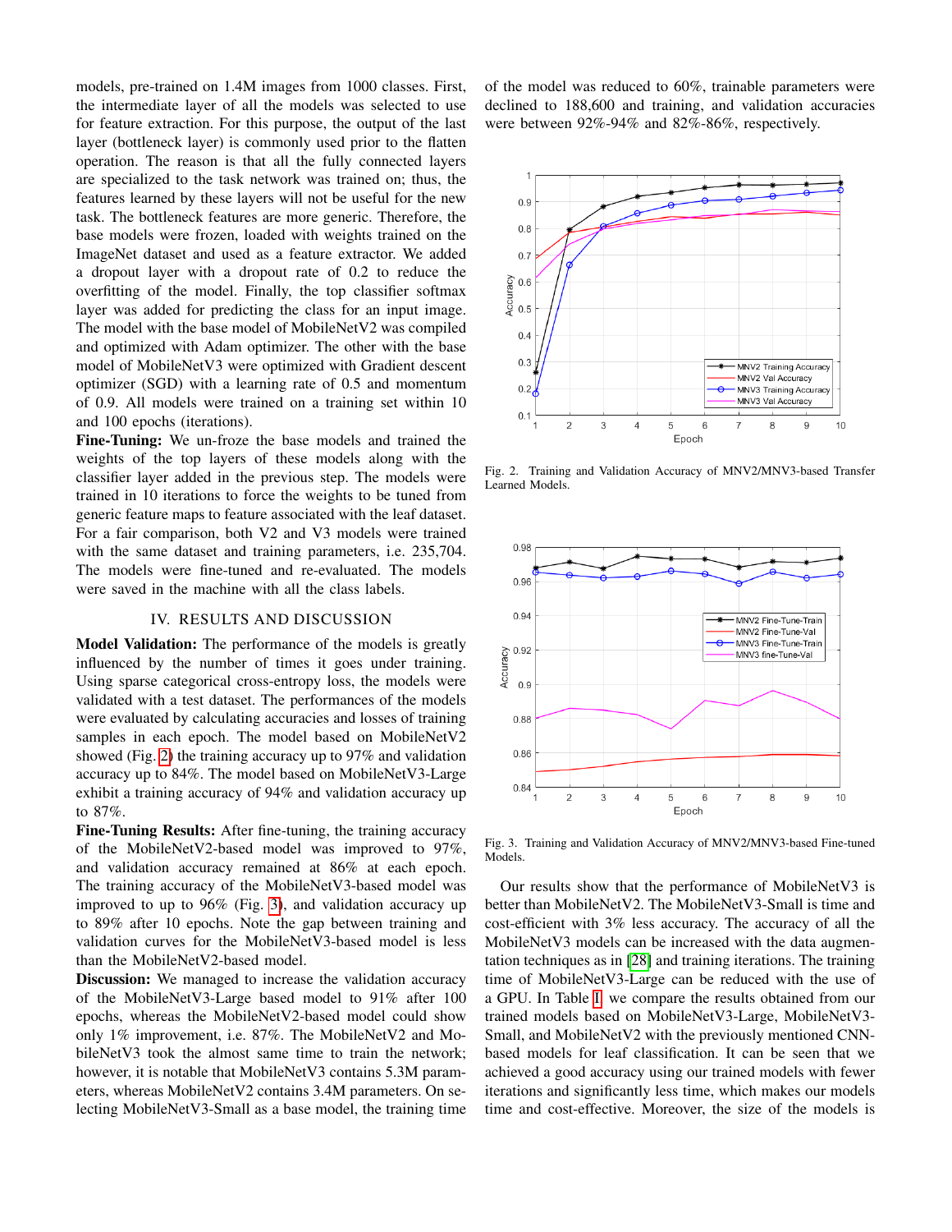models, pre-trained on 1.4M images from 1000 classes. First, the intermediate layer of all the models was selected to use for feature extraction. For this purpose, the output of the last layer (bottleneck layer) is commonly used prior to the flatten operation. The reason is that all the fully connected layers are specialized to the task network was trained on; thus, the features learned by these layers will not be useful for the new task. The bottleneck features are more generic. Therefore, the base models were frozen, loaded with weights trained on the ImageNet dataset and used as a feature extractor. We added a dropout layer with a dropout rate of 0.2 to reduce the overfitting of the model. Finally, the top classifier softmax layer was added for predicting the class for an input image. The model with the base model of MobileNetV2 was compiled and optimized with Adam optimizer. The other with the base model of MobileNetV3 were optimized with Gradient descent optimizer (SGD) with a learning rate of 0.5 and momentum of 0.9. All models were trained on a training set within 10 and 100 epochs (iterations).

**Fine-Tuning:** We un-froze the base models and trained the weights of the top layers of these models along with the classifier layer added in the previous step. The models were trained in 10 iterations to force the weights to be tuned from generic feature maps to feature associated with the leaf dataset. For a fair comparison, both V2 and V3 models were trained with the same dataset and training parameters, i.e. 235,704. The models were fine-tuned and re-evaluated. The models were saved in the machine with all the class labels.

## IV. Results and Discussion

**Model Validation:** The performance of the models is greatly influenced by the number of times it goes under training. Using sparse categorical cross-entropy loss, the models were validated with a test dataset. The performances of the models were evaluated by calculating accuracies and losses of training samples in each epoch. The model based on MobileNetV2 showed (Fig. 2) the training accuracy up to 97% and validation accuracy up to 84%. The model based on MobileNetV3-Large exhibit a training accuracy of 94% and validation accuracy up to 87%.

**Fine-Tuning Results:** After fine-tuning, the training accuracy of the MobileNetV2-based model was improved to 97%, and validation accuracy remained at 86% at each epoch. The training accuracy of the MobileNetV3-based model was improved to up to 96% (Fig. 3), and validation accuracy up to 89% after 10 epochs. Note the gap between training and validation curves for the MobileNetV3-based model is less than the MobileNetV2-based model.

**Discussion:** We managed to increase the validation accuracy of the MobileNetV3-Large based model to 91% after 100 epochs, whereas the MobileNetV2-based model could show only 1% improvement, i.e. 87%. The MobileNetV2 and MobileNetV3 took the almost same time to train the network; however, it is notable that MobileNetV3 contains 5.3M parameters, whereas MobileNetV2 contains 3.4M parameters. On selecting MobileNetV3-Small as a base model, the training time of the model was reduced to 60%, trainable parameters were declined to 188,600 and training, and validation accuracies were between 92%-94% and 82%-86%, respectively.

Fig. 2. Training and Validation Accuracy of MNV2/MNV3-based Transfer Learned Models.

Fig. 3. Training and Validation Accuracy of MNV2/MNV3-based Fine-tuned Models.

Our results show that the performance of MobileNetV3 is better than MobileNetV2. The MobileNetV3-Small is time and cost-efficient with 3% less accuracy. The accuracy of all the MobileNetV3 models can be increased with the data augmentation techniques as in [28] and training iterations. The training time of MobileNetV3-Large can be reduced with the use of a GPU. In Table I, we compare the results obtained from our trained models based on MobileNetV3-Large, MobileNetV3-Small, and MobileNetV2 with the previously mentioned CNN-based models for leaf classification. It can be seen that we achieved a good accuracy using our trained models with fewer iterations and significantly less time, which makes our models time and cost-effective. Moreover, the size of the models is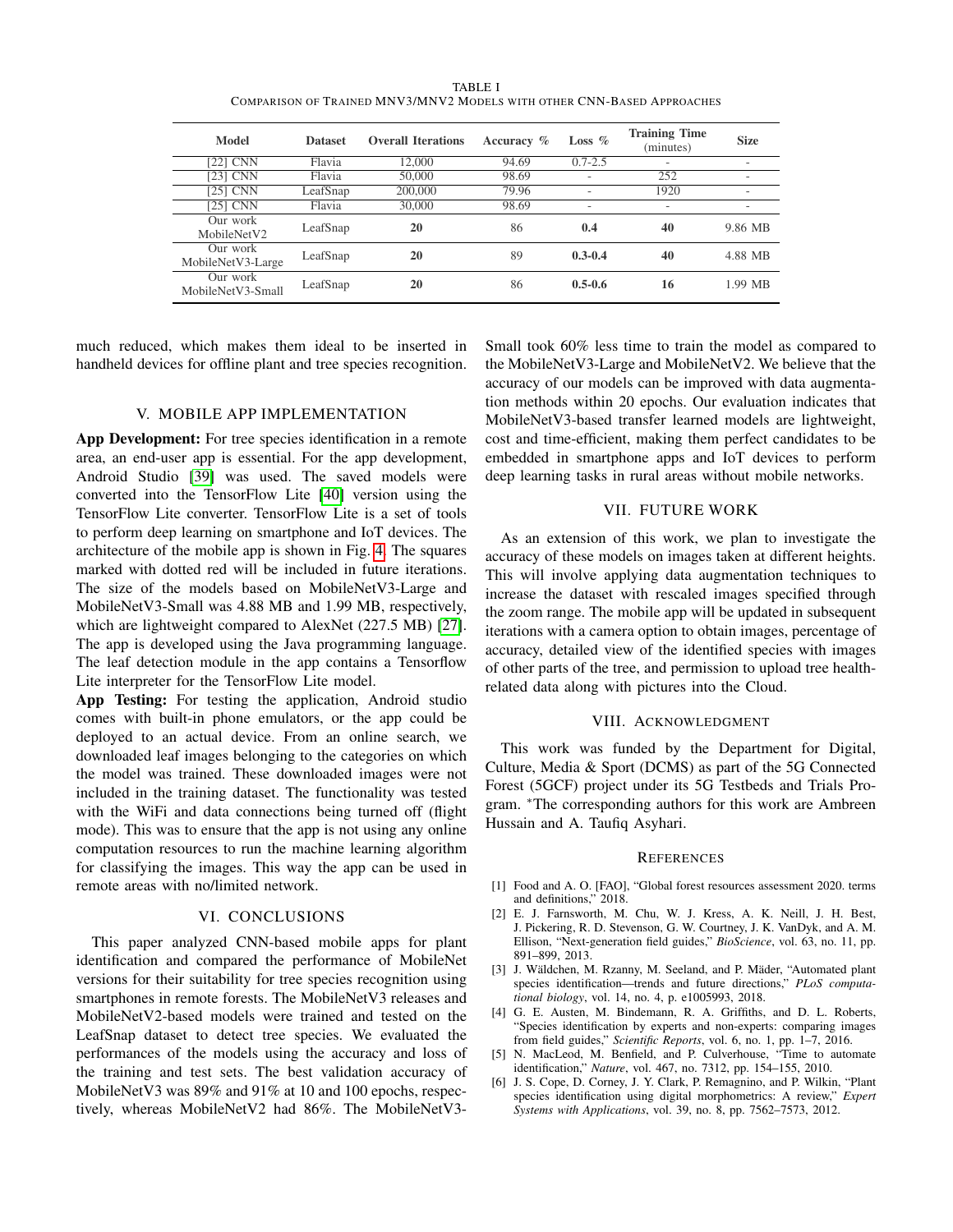TABLE I
COMPARISON OF TRAINED MNV3/MNV2 MODELS WITH OTHER CNN-BASED APPROACHES

| Model | Dataset | Overall Iterations | Accuracy % | Loss % | Training Time (minutes) | Size |
|---|---|---|---|---|---|---|
| [22] CNN | Flavia | 12,000 | 94.69 | 0.7-2.5 | - | - |
| [23] CNN | Flavia | 50,000 | 98.69 | - | 252 | - |
| [25] CNN | LeafSnap | 200,000 | 79.96 | - | 1920 | - |
| [25] CNN | Flavia | 30,000 | 98.69 | - | - | - |
| Our work MobileNetV2 | LeafSnap | **20** | 86 | **0.4** | **40** | 9.86 MB |
| Our work MobileNetV3-Large | LeafSnap | **20** | 89 | **0.3-0.4** | **40** | 4.88 MB |
| Our work MobileNetV3-Small | LeafSnap | **20** | 86 | **0.5-0.6** | **16** | 1.99 MB |

much reduced, which makes them ideal to be inserted in handheld devices for offline plant and tree species recognition.

## V. MOBILE APP IMPLEMENTATION

**App Development:** For tree species identification in a remote area, an end-user app is essential. For the app development, Android Studio [39] was used. The saved models were converted into the TensorFlow Lite [40] version using the TensorFlow Lite converter. TensorFlow Lite is a set of tools to perform deep learning on smartphone and IoT devices. The architecture of the mobile app is shown in Fig. 4. The squares marked with dotted red will be included in future iterations. The size of the models based on MobileNetV3-Large and MobileNetV3-Small was 4.88 MB and 1.99 MB, respectively, which are lightweight compared to AlexNet (227.5 MB) [27]. The app is developed using the Java programming language. The leaf detection module in the app contains a Tensorflow Lite interpreter for the TensorFlow Lite model.

**App Testing:** For testing the application, Android studio comes with built-in phone emulators, or the app could be deployed to an actual device. From an online search, we downloaded leaf images belonging to the categories on which the model was trained. These downloaded images were not included in the training dataset. The functionality was tested with the WiFi and data connections being turned off (flight mode). This was to ensure that the app is not using any online computation resources to run the machine learning algorithm for classifying the images. This way the app can be used in remote areas with no/limited network.

## VI. CONCLUSIONS

This paper analyzed CNN-based mobile apps for plant identification and compared the performance of MobileNet versions for their suitability for tree species recognition using smartphones in remote forests. The MobileNetV3 releases and MobileNetV2-based models were trained and tested on the LeafSnap dataset to detect tree species. We evaluated the performances of the models using the accuracy and loss of the training and test sets. The best validation accuracy of MobileNetV3 was 89% and 91% at 10 and 100 epochs, respectively, whereas MobileNetV2 had 86%. The MobileNetV3-Small took 60% less time to train the model as compared to the MobileNetV3-Large and MobileNetV2. We believe that the accuracy of our models can be improved with data augmentation methods within 20 epochs. Our evaluation indicates that MobileNetV3-based transfer learned models are lightweight, cost and time-efficient, making them perfect candidates to be embedded in smartphone apps and IoT devices to perform deep learning tasks in rural areas without mobile networks.

## VII. FUTURE WORK

As an extension of this work, we plan to investigate the accuracy of these models on images taken at different heights. This will involve applying data augmentation techniques to increase the dataset with rescaled images specified through the zoom range. The mobile app will be updated in subsequent iterations with a camera option to obtain images, percentage of accuracy, detailed view of the identified species with images of other parts of the tree, and permission to upload tree health-related data along with pictures into the Cloud.

## VIII. ACKNOWLEDGMENT

This work was funded by the Department for Digital, Culture, Media & Sport (DCMS) as part of the 5G Connected Forest (5GCF) project under its 5G Testbeds and Trials Program. *The corresponding authors for this work are Ambreen Hussain and A. Taufiq Asyhari.

## REFERENCES

[1] Food and A. O. [FAO], "Global forest resources assessment 2020. terms and definitions," 2018.

[2] E. J. Farnsworth, M. Chu, W. J. Kress, A. K. Neill, J. H. Best, J. Pickering, R. D. Stevenson, G. W. Courtney, J. K. VanDyk, and A. M. Ellison, "Next-generation field guides," *BioScience*, vol. 63, no. 11, pp. 891–899, 2013.

[3] J. Wäldchen, M. Rzanny, M. Seeland, and P. Mäder, "Automated plant species identification—trends and future directions," *PLoS computational biology*, vol. 14, no. 4, p. e1005993, 2018.

[4] G. E. Austen, M. Bindemann, R. A. Griffiths, and D. L. Roberts, "Species identification by experts and non-experts: comparing images from field guides," *Scientific Reports*, vol. 6, no. 1, pp. 1–7, 2016.

[5] N. MacLeod, M. Benfield, and P. Culverhouse, "Time to automate identification," *Nature*, vol. 467, no. 7312, pp. 154–155, 2010.

[6] J. S. Cope, D. Corney, J. Y. Clark, P. Remagnino, and P. Wilkin, "Plant species identification using digital morphometrics: A review," *Expert Systems with Applications*, vol. 39, no. 8, pp. 7562–7573, 2012.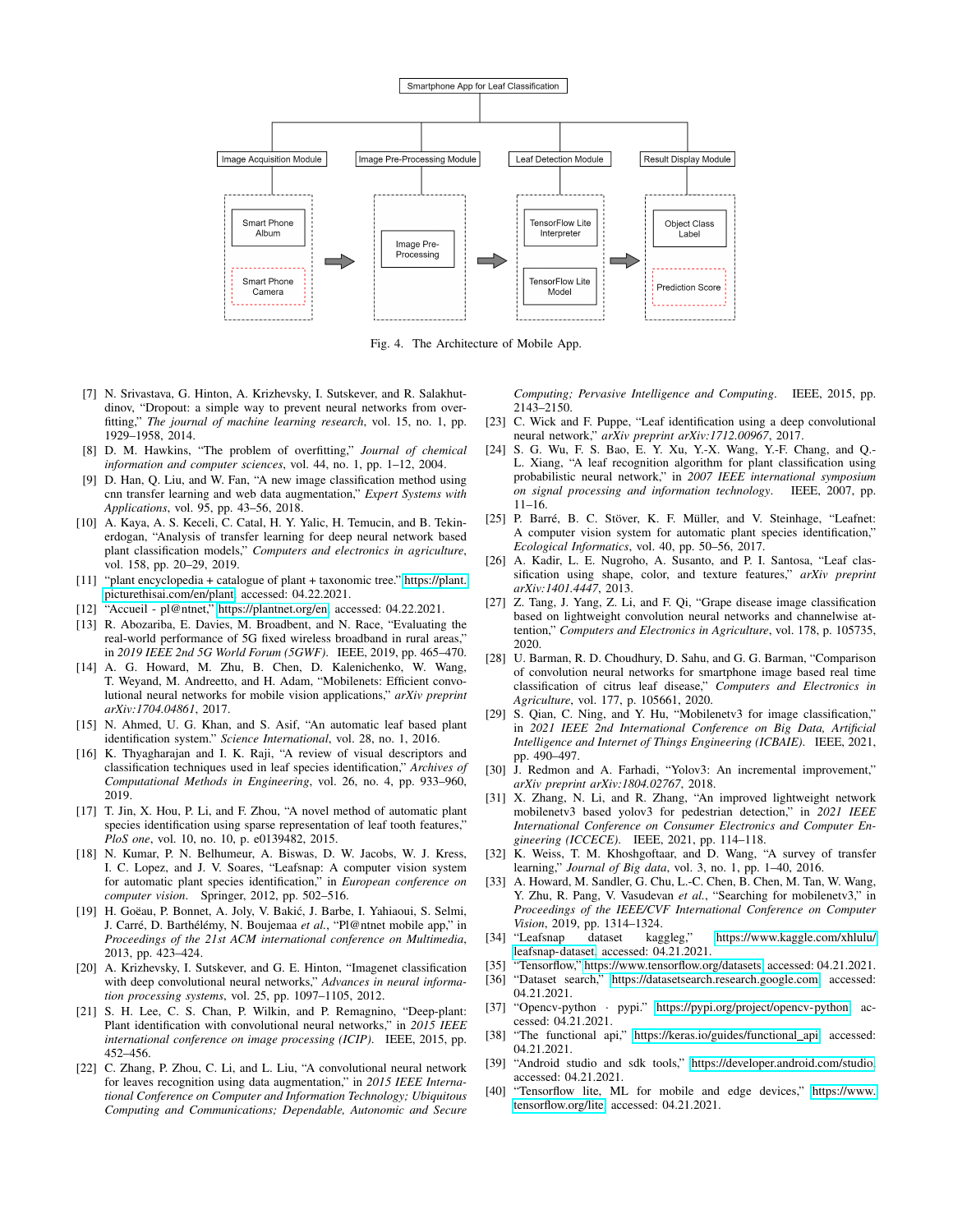Smartphone App for Leaf Classification

Image Acquisition Module

Smart Phone Album

Smart Phone Camera

Image Pre-Processing Module

Image Pre-Processing

Leaf Detection Module

TensorFlow Lite Interpreter

TensorFlow Lite Model

Result Display Module

Object Class Label

Prediction Score

Fig. 4. The Architecture of Mobile App.

[7] N. Srivastava, G. Hinton, A. Krizhevsky, I. Sutskever, and R. Salakhutdinov, "Dropout: a simple way to prevent neural networks from overfitting," *The journal of machine learning research*, vol. 15, no. 1, pp. 1929–1958, 2014.

[8] D. M. Hawkins, "The problem of overfitting," *Journal of chemical information and computer sciences*, vol. 44, no. 1, pp. 1–12, 2004.

[9] D. Han, Q. Liu, and W. Fan, "A new image classification method using cnn transfer learning and web data augmentation," *Expert Systems with Applications*, vol. 95, pp. 43–56, 2018.

[10] A. Kaya, A. S. Keceli, C. Catal, H. Y. Yalic, H. Temucin, and B. Tekinerdogan, "Analysis of transfer learning for deep neural network based plant classification models," *Computers and electronics in agriculture*, vol. 158, pp. 20–29, 2019.

[11] "plant encyclopedia + catalogue of plant + taxonomic tree." https://plant.picturethisai.com/en/plant, accessed: 04.22.2021.

[12] "Accueil - pl@ntnet," https://plantnet.org/en, accessed: 04.22.2021.

[13] R. Abozariba, E. Davies, M. Broadbent, and N. Race, "Evaluating the real-world performance of 5G fixed wireless broadband in rural areas," in *2019 IEEE 2nd 5G World Forum (5GWF)*. IEEE, 2019, pp. 465–470.

[14] A. G. Howard, M. Zhu, B. Chen, D. Kalenichenko, W. Wang, T. Weyand, M. Andreetto, and H. Adam, "Mobilenets: Efficient convolutional neural networks for mobile vision applications," *arXiv preprint arXiv:1704.04861*, 2017.

[15] N. Ahmed, U. G. Khan, and S. Asif, "An automatic leaf based plant identification system." *Science International*, vol. 28, no. 1, 2016.

[16] K. Thyagharajan and I. K. Raji, "A review of visual descriptors and classification techniques used in leaf species identification," *Archives of Computational Methods in Engineering*, vol. 26, no. 4, pp. 933–960, 2019.

[17] T. Jin, X. Hou, P. Li, and F. Zhou, "A novel method of automatic plant species identification using sparse representation of leaf tooth features," *PloS one*, vol. 10, no. 10, p. e0139482, 2015.

[18] N. Kumar, P. N. Belhumeur, A. Biswas, D. W. Jacobs, W. J. Kress, I. C. Lopez, and J. V. Soares, "Leafsnap: A computer vision system for automatic plant species identification," in *European conference on computer vision*. Springer, 2012, pp. 502–516.

[19] H. Goëau, P. Bonnet, A. Joly, V. Bakić, J. Barbe, I. Yahiaoui, S. Selmi, J. Carré, D. Barthélémy, N. Boujemaa *et al.*, "Pl@ntnet mobile app," in *Proceedings of the 21st ACM international conference on Multimedia*, 2013, pp. 423–424.

[20] A. Krizhevsky, I. Sutskever, and G. E. Hinton, "Imagenet classification with deep convolutional neural networks," *Advances in neural information processing systems*, vol. 25, pp. 1097–1105, 2012.

[21] S. H. Lee, C. S. Chan, P. Wilkin, and P. Remagnino, "Deep-plant: Plant identification with convolutional neural networks," in *2015 IEEE international conference on image processing (ICIP)*. IEEE, 2015, pp. 452–456.

[22] C. Zhang, P. Zhou, C. Li, and L. Liu, "A convolutional neural network for leaves recognition using data augmentation," in *2015 IEEE International Conference on Computer and Information Technology; Ubiquitous Computing and Communications; Dependable, Autonomic and Secure Computing; Pervasive Intelligence and Computing*. IEEE, 2015, pp. 2143–2150.

[23] C. Wick and F. Puppe, "Leaf identification using a deep convolutional neural network," *arXiv preprint arXiv:1712.00967*, 2017.

[24] S. G. Wu, F. S. Bao, E. Y. Xu, Y.-X. Wang, Y.-F. Chang, and Q.-L. Xiang, "A leaf recognition algorithm for plant classification using probabilistic neural network," in *2007 IEEE international symposium on signal processing and information technology*. IEEE, 2007, pp. 11–16.

[25] P. Barré, B. C. Stöver, K. F. Müller, and V. Steinhage, "Leafnet: A computer vision system for automatic plant species identification," *Ecological Informatics*, vol. 40, pp. 50–56, 2017.

[26] A. Kadir, L. E. Nugroho, A. Susanto, and P. I. Santosa, "Leaf classification using shape, color, and texture features," *arXiv preprint arXiv:1401.4447*, 2013.

[27] Z. Tang, J. Yang, Z. Li, and F. Qi, "Grape disease image classification based on lightweight convolution neural networks and channelwise attention," *Computers and Electronics in Agriculture*, vol. 178, p. 105735, 2020.

[28] U. Barman, R. D. Choudhury, D. Sahu, and G. G. Barman, "Comparison of convolution neural networks for smartphone image based real time classification of citrus leaf disease," *Computers and Electronics in Agriculture*, vol. 177, p. 105661, 2020.

[29] S. Qian, C. Ning, and Y. Hu, "Mobilenetv3 for image classification," in *2021 IEEE 2nd International Conference on Big Data, Artificial Intelligence and Internet of Things Engineering (ICBAIE)*. IEEE, 2021, pp. 490–497.

[30] J. Redmon and A. Farhadi, "Yolov3: An incremental improvement," *arXiv preprint arXiv:1804.02767*, 2018.

[31] X. Zhang, N. Li, and R. Zhang, "An improved lightweight network mobilenetv3 based yolov3 for pedestrian detection," in *2021 IEEE International Conference on Consumer Electronics and Computer Engineering (ICCECE)*. IEEE, 2021, pp. 114–118.

[32] K. Weiss, T. M. Khoshgoftaar, and D. Wang, "A survey of transfer learning," *Journal of Big data*, vol. 3, no. 1, pp. 1–40, 2016.

[33] A. Howard, M. Sandler, G. Chu, L.-C. Chen, B. Chen, M. Tan, W. Wang, Y. Zhu, R. Pang, V. Vasudevan *et al.*, "Searching for mobilenetv3," in *Proceedings of the IEEE/CVF International Conference on Computer Vision*, 2019, pp. 1314–1324.

[34] "Leafsnap dataset kaggleg," https://www.kaggle.com/xhlulu/leafsnap-dataset, accessed: 04.21.2021.

[35] "Tensorflow," https://www.tensorflow.org/datasets, accessed: 04.21.2021.

[36] "Dataset search," https://datasetsearch.research.google.com, accessed: 04.21.2021.

[37] "Opencv-python · pypi." https://pypi.org/project/opencv-python, accessed: 04.21.2021.

[38] "The functional api," https://keras.io/guides/functional_api, accessed: 04.21.2021.

[39] "Android studio and sdk tools," https://developer.android.com/studio, accessed: 04.21.2021.

[40] "Tensorflow lite, ML for mobile and edge devices," https://www.tensorflow.org/lite, accessed: 04.21.2021.